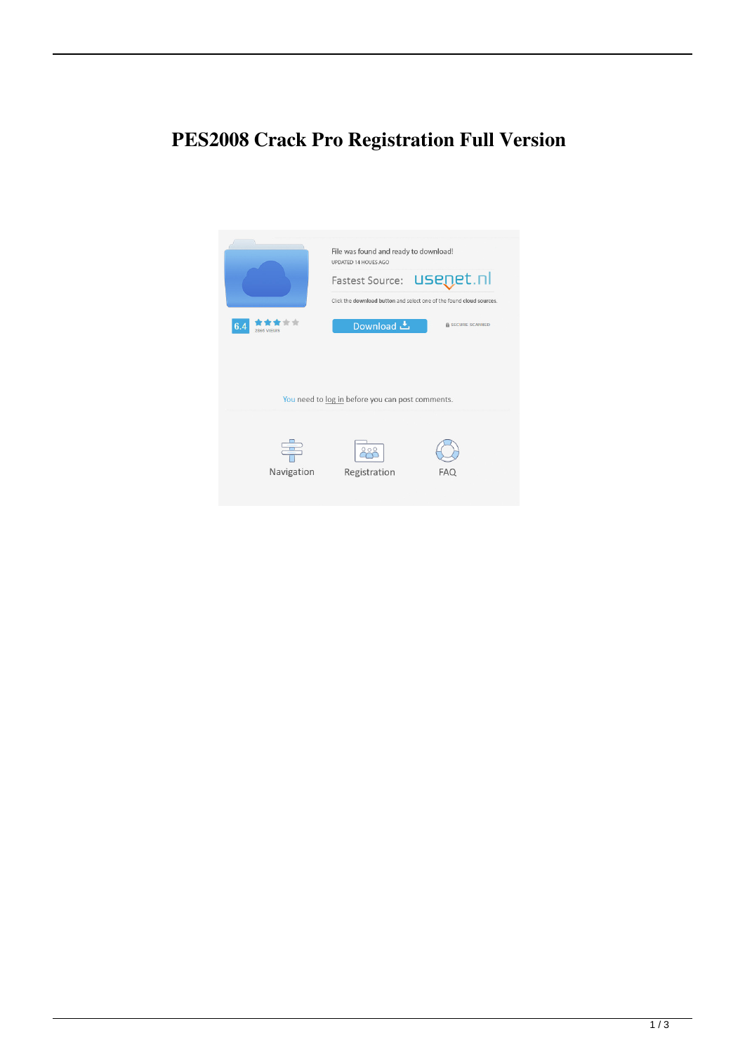# PES2008 Crack Pro Registration Full Version

File was found and ready to download!

UPDATED 14 HOUES AGO

Fastest Source: usenet.nl

Click the download button and select one of the found cloud sources.

6.4

2866 views

Download

SECURE SCANNED

You need to log in before you can post comments.

Navigation

Registration

FAQ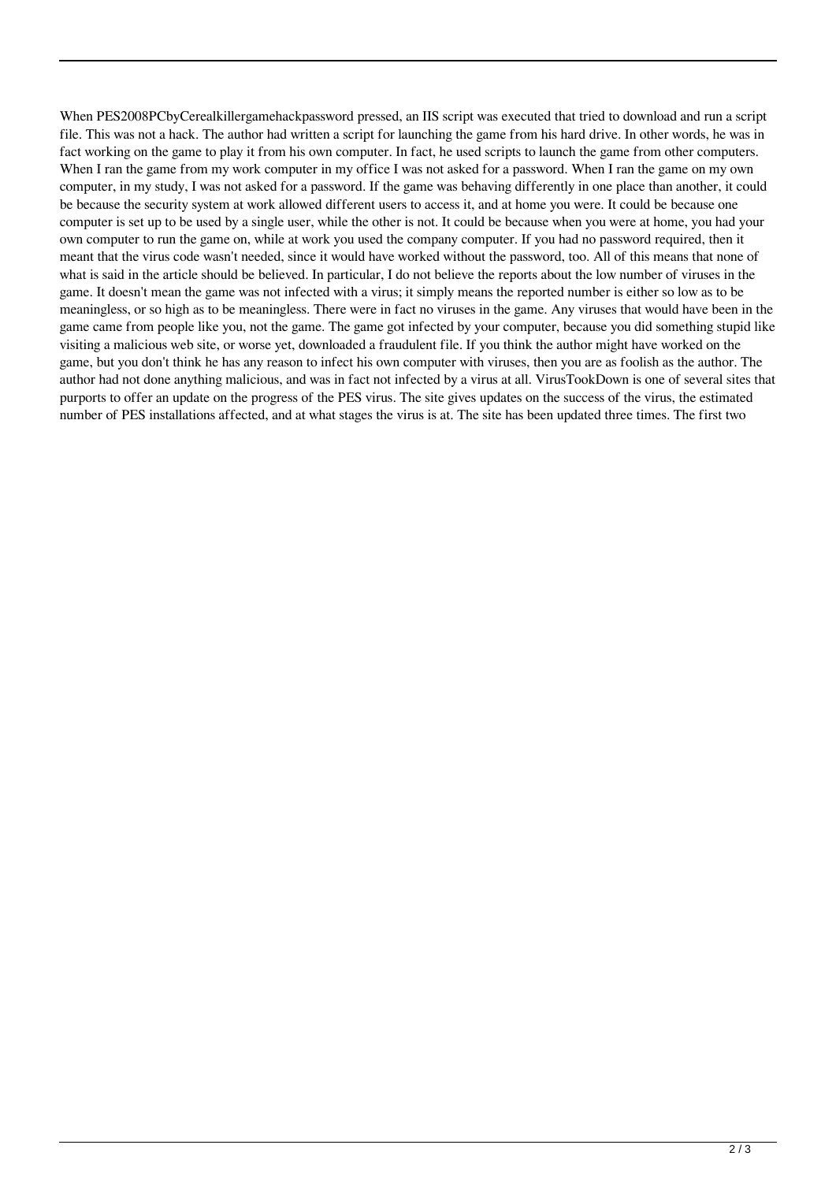When PES2008PCbyCerealkillergamehackpassword pressed, an IIS script was executed that tried to download and run a script file. This was not a hack. The author had written a script for launching the game from his hard drive. In other words, he was in fact working on the game to play it from his own computer. In fact, he used scripts to launch the game from other computers. When I ran the game from my work computer in my office I was not asked for a password. When I ran the game on my own computer, in my study, I was not asked for a password. If the game was behaving differently in one place than another, it could be because the security system at work allowed different users to access it, and at home you were. It could be because one computer is set up to be used by a single user, while the other is not. It could be because when you were at home, you had your own computer to run the game on, while at work you used the company computer. If you had no password required, then it meant that the virus code wasn't needed, since it would have worked without the password, too. All of this means that none of what is said in the article should be believed. In particular, I do not believe the reports about the low number of viruses in the game. It doesn't mean the game was not infected with a virus; it simply means the reported number is either so low as to be meaningless, or so high as to be meaningless. There were in fact no viruses in the game. Any viruses that would have been in the game came from people like you, not the game. The game got infected by your computer, because you did something stupid like visiting a malicious web site, or worse yet, downloaded a fraudulent file. If you think the author might have worked on the game, but you don't think he has any reason to infect his own computer with viruses, then you are as foolish as the author. The author had not done anything malicious, and was in fact not infected by a virus at all. VirusTookDown is one of several sites that purports to offer an update on the progress of the PES virus. The site gives updates on the success of the virus, the estimated number of PES installations affected, and at what stages the virus is at. The site has been updated three times. The first two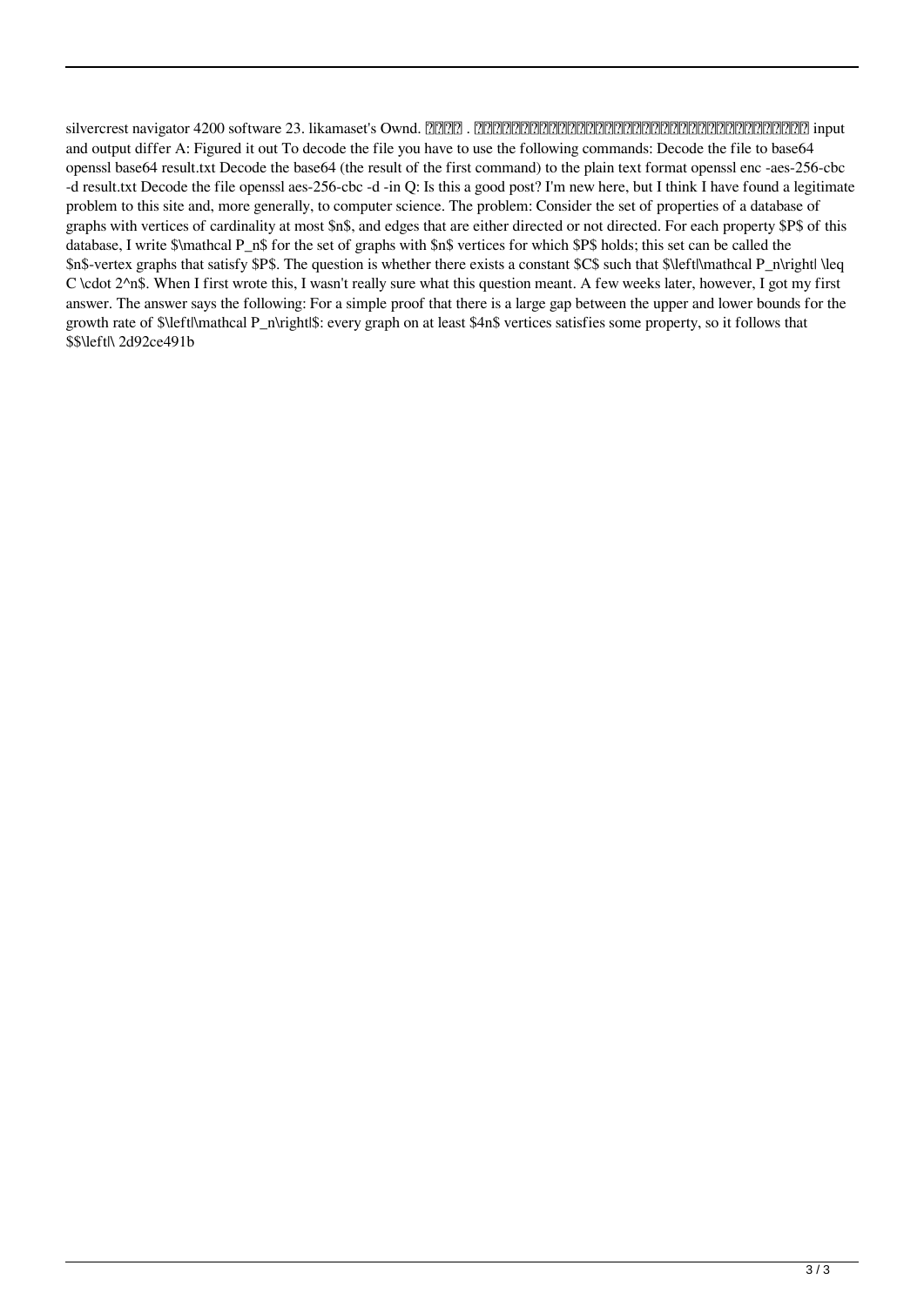silvercrest navigator 4200 software 23. likamaset's Ownd. ????? . ???????????????????????????????????? input and output differ A: Figured it out To decode the file you have to use the following commands: Decode the file to base64 openssl base64 result.txt Decode the base64 (the result of the first command) to the plain text format openssl enc -aes-256-cbc -d result.txt Decode the file openssl aes-256-cbc -d -in Q: Is this a good post? I'm new here, but I think I have found a legitimate problem to this site and, more generally, to computer science. The problem: Consider the set of properties of a database of graphs with vertices of cardinality at most $n$, and edges that are either directed or not directed. For each property $P$ of this database, I write $\mathcal P_n$ for the set of graphs with $n$ vertices for which $P$ holds; this set can be called the $n$-vertex graphs that satisfy $P$. The question is whether there exists a constant $C$ such that $\left|\mathcal P_n\right| \leq C \cdot 2^n$. When I first wrote this, I wasn't really sure what this question meant. A few weeks later, however, I got my first answer. The answer says the following: For a simple proof that there is a large gap between the upper and lower bounds for the growth rate of $\left|\mathcal P_n\right|$: every graph on at least $4n$ vertices satisfies some property, so it follows that $$\left|\ 2d92ce491b